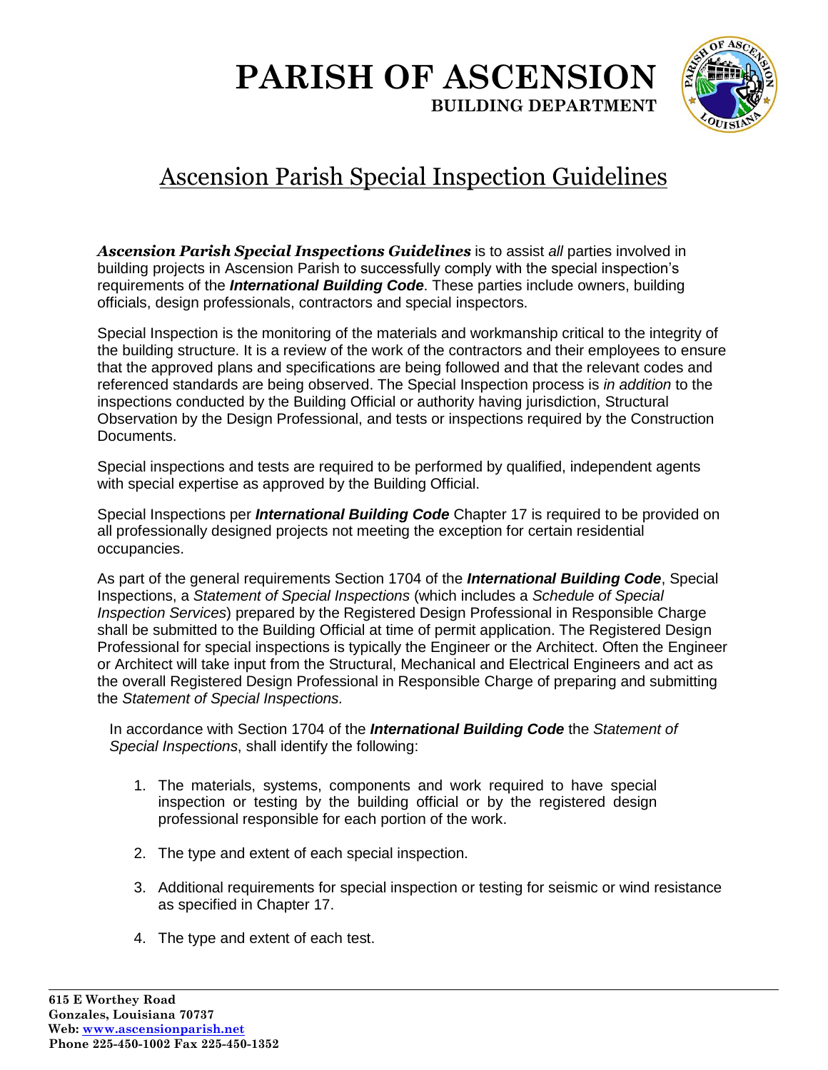# PARISH OF ASCENSION

**BUILDING DEPARTMENT**

## Ascension Parish Special Inspection Guidelines

***Ascension Parish Special Inspections Guidelines*** is to assist *all* parties involved in building projects in Ascension Parish to successfully comply with the special inspection's requirements of the ***International Building Code***. These parties include owners, building officials, design professionals, contractors and special inspectors.

Special Inspection is the monitoring of the materials and workmanship critical to the integrity of the building structure. It is a review of the work of the contractors and their employees to ensure that the approved plans and specifications are being followed and that the relevant codes and referenced standards are being observed. The Special Inspection process is *in addition* to the inspections conducted by the Building Official or authority having jurisdiction, Structural Observation by the Design Professional, and tests or inspections required by the Construction Documents.

Special inspections and tests are required to be performed by qualified, independent agents with special expertise as approved by the Building Official.

Special Inspections per ***International Building Code*** Chapter 17 is required to be provided on all professionally designed projects not meeting the exception for certain residential occupancies.

As part of the general requirements Section 1704 of the ***International Building Code***, Special Inspections, a *Statement of Special Inspections* (which includes a *Schedule of Special Inspection Services*) prepared by the Registered Design Professional in Responsible Charge shall be submitted to the Building Official at time of permit application. The Registered Design Professional for special inspections is typically the Engineer or the Architect. Often the Engineer or Architect will take input from the Structural, Mechanical and Electrical Engineers and act as the overall Registered Design Professional in Responsible Charge of preparing and submitting the *Statement of Special Inspections.*

In accordance with Section 1704 of the ***International Building Code*** the *Statement of Special Inspections*, shall identify the following:

1. The materials, systems, components and work required to have special inspection or testing by the building official or by the registered design professional responsible for each portion of the work.
2. The type and extent of each special inspection.
3. Additional requirements for special inspection or testing for seismic or wind resistance as specified in Chapter 17.
4. The type and extent of each test.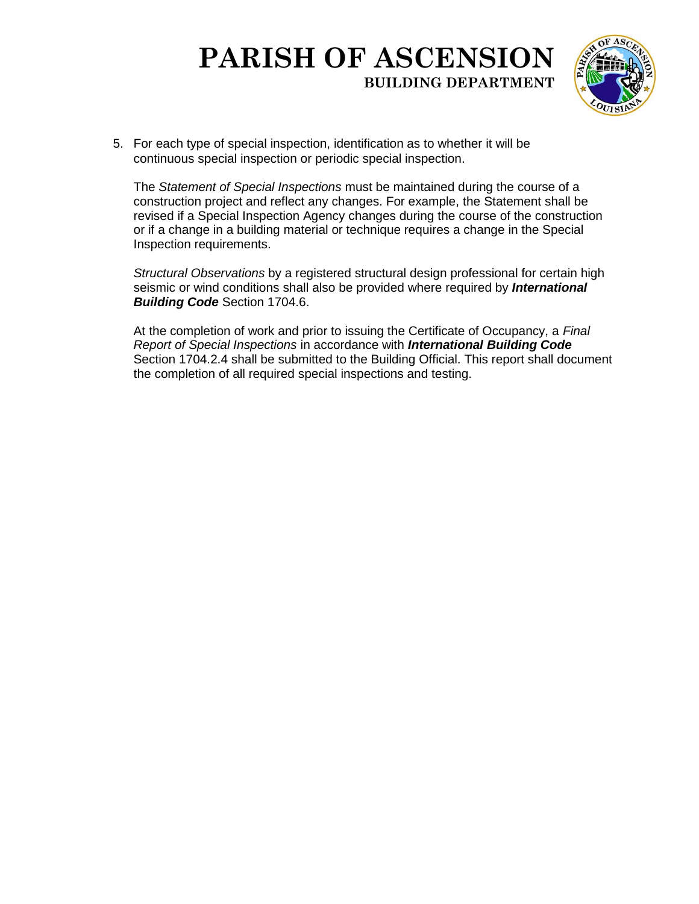5. For each type of special inspection, identification as to whether it will be continuous special inspection or periodic special inspection.

   The *Statement of Special Inspections* must be maintained during the course of a construction project and reflect any changes. For example, the Statement shall be revised if a Special Inspection Agency changes during the course of the construction or if a change in a building material or technique requires a change in the Special Inspection requirements.

   *Structural Observations* by a registered structural design professional for certain high seismic or wind conditions shall also be provided where required by ***International Building Code*** Section 1704.6.

   At the completion of work and prior to issuing the Certificate of Occupancy, a *Final Report of Special Inspections* in accordance with ***International Building Code*** Section 1704.2.4 shall be submitted to the Building Official. This report shall document the completion of all required special inspections and testing.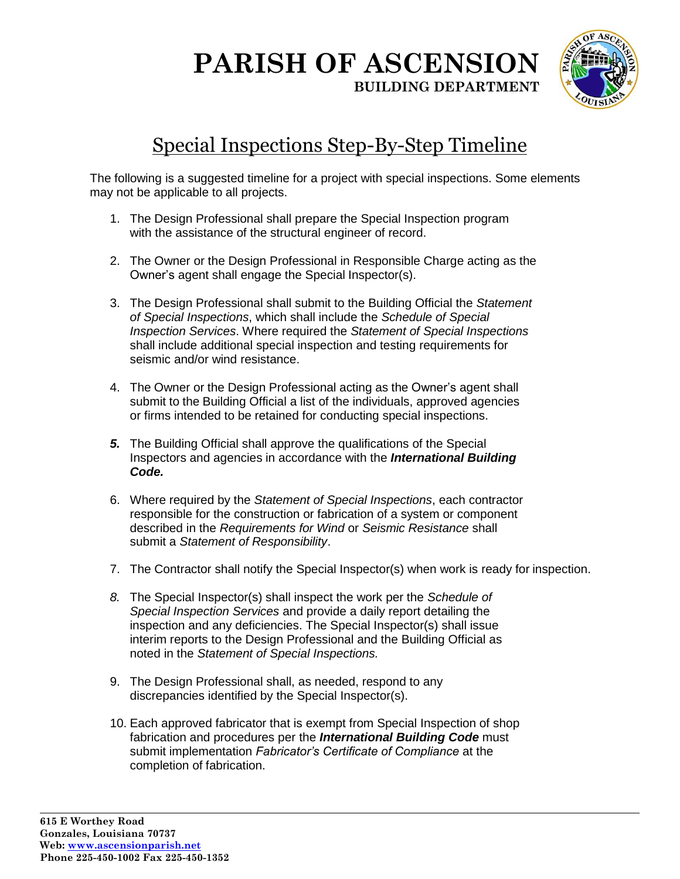# PARISH OF ASCENSION

**BUILDING DEPARTMENT**

## Special Inspections Step-By-Step Timeline

The following is a suggested timeline for a project with special inspections. Some elements may not be applicable to all projects.

1. The Design Professional shall prepare the Special Inspection program with the assistance of the structural engineer of record.

2. The Owner or the Design Professional in Responsible Charge acting as the Owner's agent shall engage the Special Inspector(s).

3. The Design Professional shall submit to the Building Official the *Statement of Special Inspections*, which shall include the *Schedule of Special Inspection Services*. Where required the *Statement of Special Inspections* shall include additional special inspection and testing requirements for seismic and/or wind resistance.

4. The Owner or the Design Professional acting as the Owner's agent shall submit to the Building Official a list of the individuals, approved agencies or firms intended to be retained for conducting special inspections.

5. The Building Official shall approve the qualifications of the Special Inspectors and agencies in accordance with the ***International Building Code.***

6. Where required by the *Statement of Special Inspections*, each contractor responsible for the construction or fabrication of a system or component described in the *Requirements for Wind* or *Seismic Resistance* shall submit a *Statement of Responsibility*.

7. The Contractor shall notify the Special Inspector(s) when work is ready for inspection.

8. The Special Inspector(s) shall inspect the work per the *Schedule of Special Inspection Services* and provide a daily report detailing the inspection and any deficiencies. The Special Inspector(s) shall issue interim reports to the Design Professional and the Building Official as noted in the *Statement of Special Inspections.*

9. The Design Professional shall, as needed, respond to any discrepancies identified by the Special Inspector(s).

10. Each approved fabricator that is exempt from Special Inspection of shop fabrication and procedures per the ***International Building Code*** must submit implementation *Fabricator's Certificate of Compliance* at the completion of fabrication.

**615 E Worthey Road**
**Gonzales, Louisiana 70737**
**Web: [www.ascensionparish.net](http://www.ascensionparish.net)**
**Phone 225-450-1002 Fax 225-450-1352**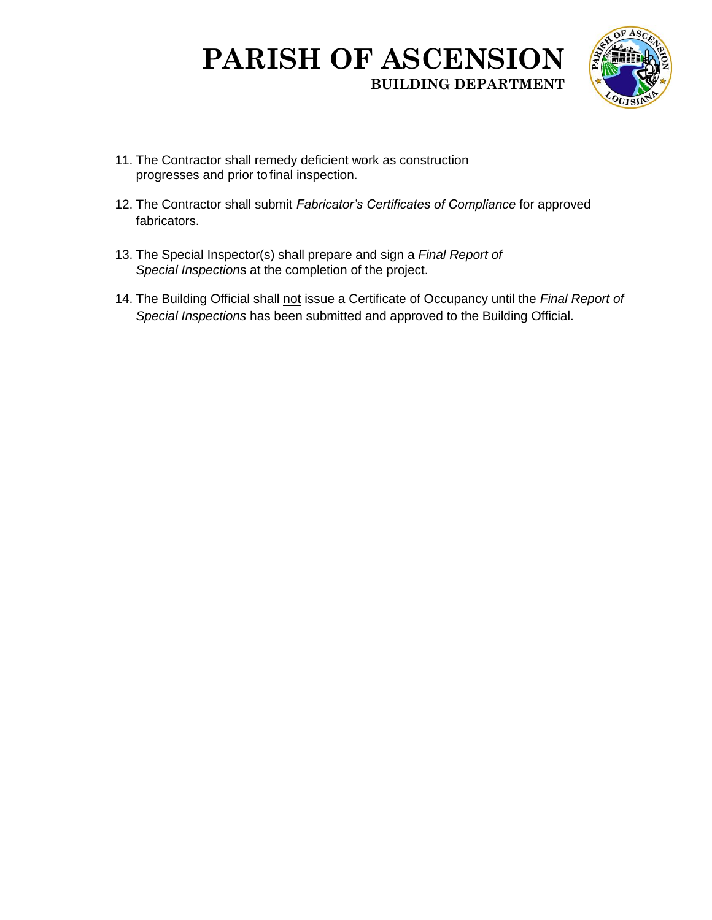11. The Contractor shall remedy deficient work as construction progresses and prior to final inspection.

12. The Contractor shall submit *Fabricator's Certificates of Compliance* for approved fabricators.

13. The Special Inspector(s) shall prepare and sign a *Final Report of Special Inspections* at the completion of the project.

14. The Building Official shall <u>not</u> issue a Certificate of Occupancy until the *Final Report of Special Inspections* has been submitted and approved to the Building Official.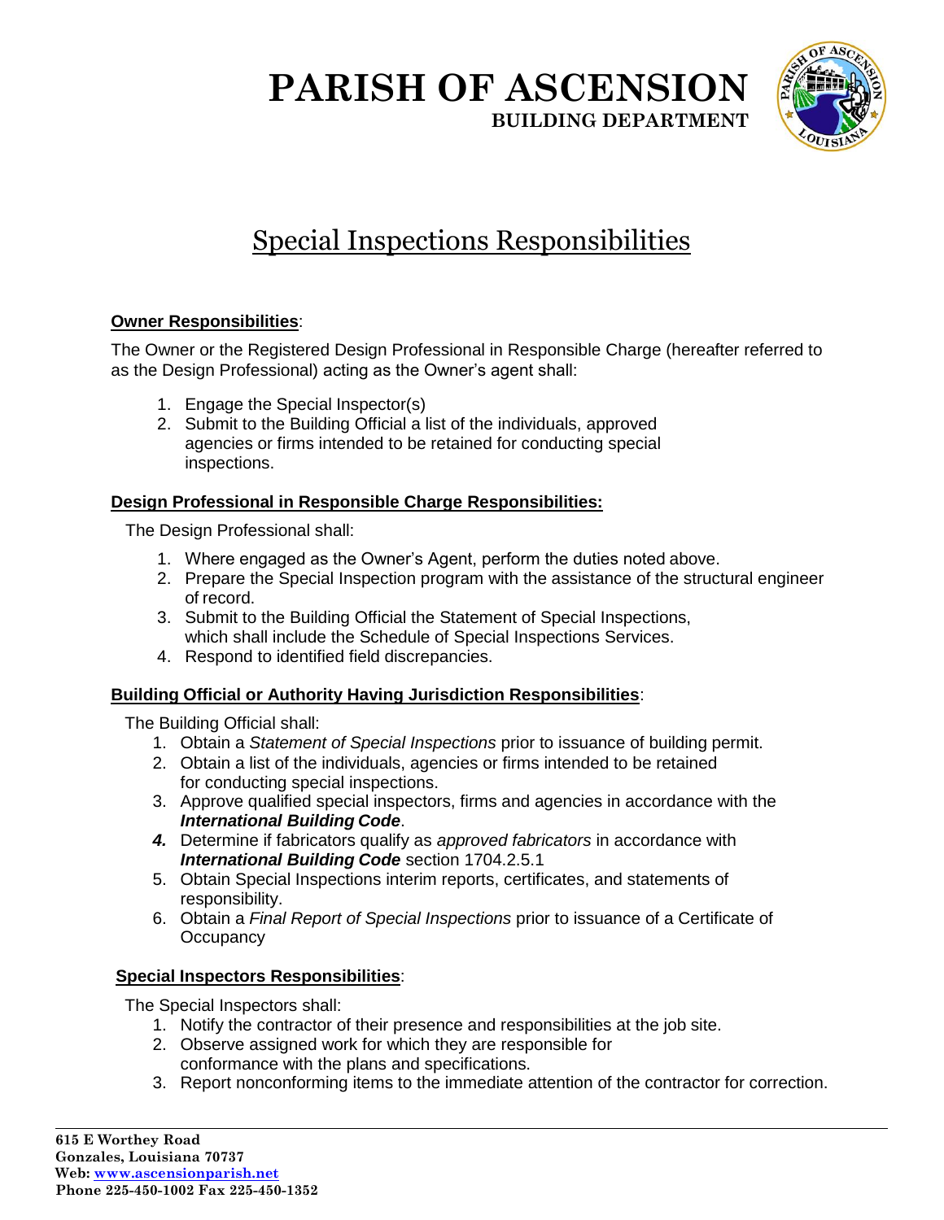# PARISH OF ASCENSION

**BUILDING DEPARTMENT**

## Special Inspections Responsibilities

**Owner Responsibilities**:

The Owner or the Registered Design Professional in Responsible Charge (hereafter referred to as the Design Professional) acting as the Owner's agent shall:

1. Engage the Special Inspector(s)
2. Submit to the Building Official a list of the individuals, approved agencies or firms intended to be retained for conducting special inspections.

**Design Professional in Responsible Charge Responsibilities:**

The Design Professional shall:

1. Where engaged as the Owner's Agent, perform the duties noted above.
2. Prepare the Special Inspection program with the assistance of the structural engineer of record.
3. Submit to the Building Official the Statement of Special Inspections, which shall include the Schedule of Special Inspections Services.
4. Respond to identified field discrepancies.

**Building Official or Authority Having Jurisdiction Responsibilities**:

The Building Official shall:

1. Obtain a *Statement of Special Inspections* prior to issuance of building permit.
2. Obtain a list of the individuals, agencies or firms intended to be retained for conducting special inspections.
3. Approve qualified special inspectors, firms and agencies in accordance with the ***International Building Code***.
4. Determine if fabricators qualify as *approved fabricators* in accordance with ***International Building Code*** section 1704.2.5.1
5. Obtain Special Inspections interim reports, certificates, and statements of responsibility.
6. Obtain a *Final Report of Special Inspections* prior to issuance of a Certificate of Occupancy

**Special Inspectors Responsibilities**:

The Special Inspectors shall:

1. Notify the contractor of their presence and responsibilities at the job site.
2. Observe assigned work for which they are responsible for conformance with the plans and specifications.
3. Report nonconforming items to the immediate attention of the contractor for correction.

**615 E Worthey Road**
**Gonzales, Louisiana 70737**
**Web: www.ascensionparish.net**
**Phone 225-450-1002 Fax 225-450-1352**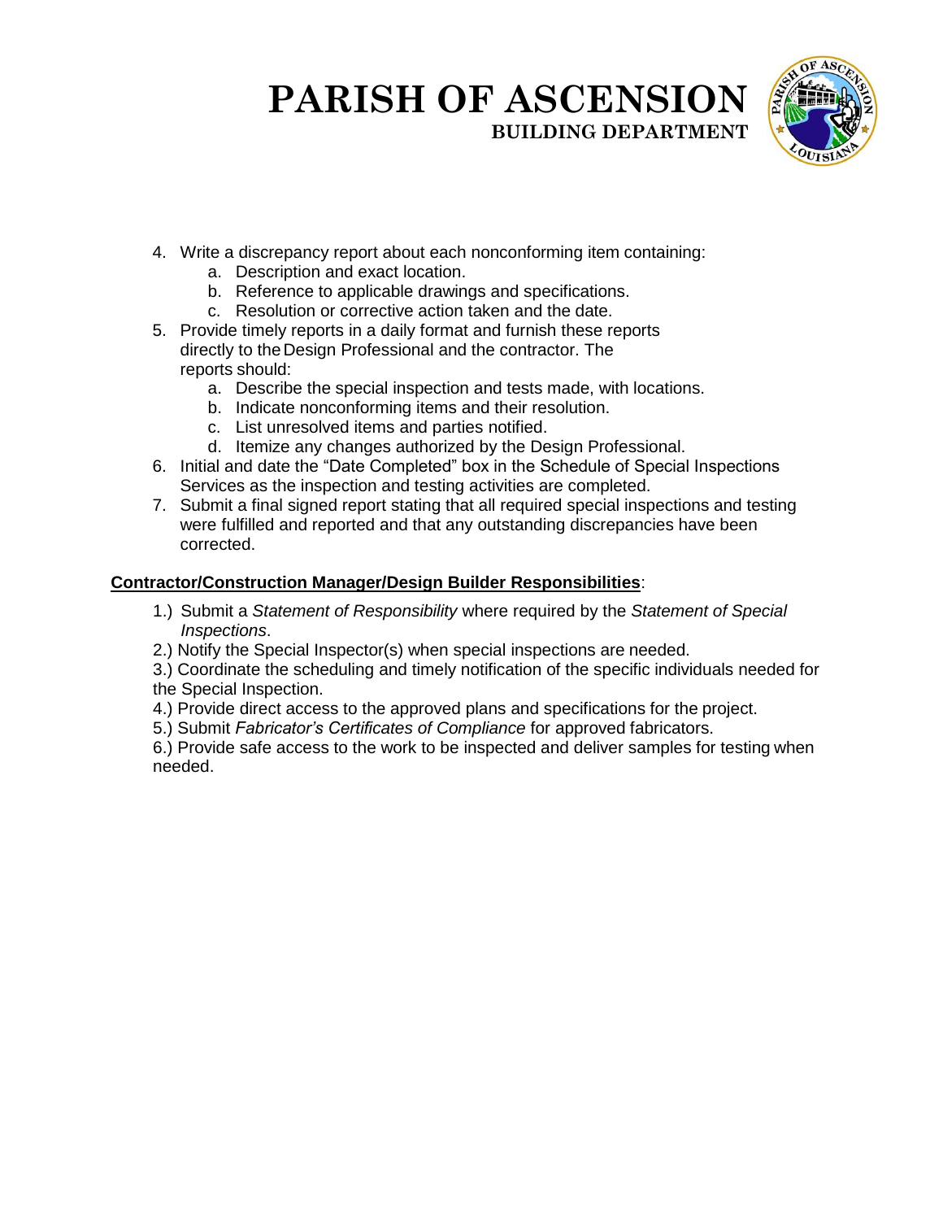4. Write a discrepancy report about each nonconforming item containing:
    a. Description and exact location.
    b. Reference to applicable drawings and specifications.
    c. Resolution or corrective action taken and the date.
5. Provide timely reports in a daily format and furnish these reports directly to the Design Professional and the contractor. The reports should:
    a. Describe the special inspection and tests made, with locations.
    b. Indicate nonconforming items and their resolution.
    c. List unresolved items and parties notified.
    d. Itemize any changes authorized by the Design Professional.
6. Initial and date the "Date Completed" box in the Schedule of Special Inspections Services as the inspection and testing activities are completed.
7. Submit a final signed report stating that all required special inspections and testing were fulfilled and reported and that any outstanding discrepancies have been corrected.

**Contractor/Construction Manager/Design Builder Responsibilities**:

1.) Submit a *Statement of Responsibility* where required by the *Statement of Special Inspections*.

2.) Notify the Special Inspector(s) when special inspections are needed.

3.) Coordinate the scheduling and timely notification of the specific individuals needed for the Special Inspection.

4.) Provide direct access to the approved plans and specifications for the project.

5.) Submit *Fabricator's Certificates of Compliance* for approved fabricators.

6.) Provide safe access to the work to be inspected and deliver samples for testing when needed.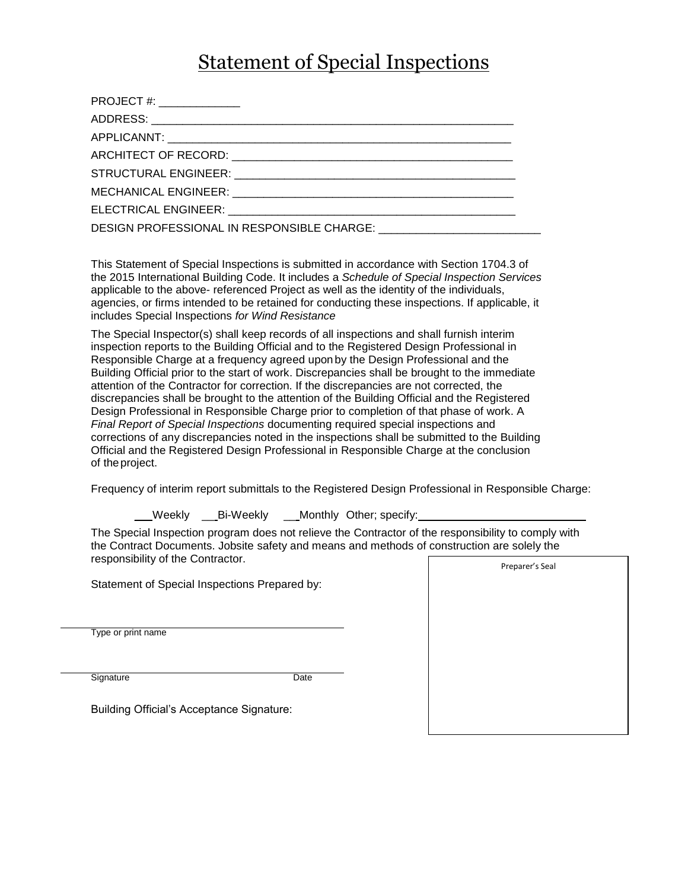# Statement of Special Inspections

PROJECT #: _____________

ADDRESS: ___________________________________________________________

APPLICANNT: ________________________________________________________

ARCHITECT OF RECORD: _______________________________________________

STRUCTURAL ENGINEER: _______________________________________________

MECHANICAL ENGINEER: _______________________________________________

ELECTRICAL ENGINEER: ________________________________________________

DESIGN PROFESSIONAL IN RESPONSIBLE CHARGE: __________________________

This Statement of Special Inspections is submitted in accordance with Section 1704.3 of the 2015 International Building Code. It includes a *Schedule of Special Inspection Services* applicable to the above- referenced Project as well as the identity of the individuals, agencies, or firms intended to be retained for conducting these inspections. If applicable, it includes Special Inspections *for Wind Resistance*

The Special Inspector(s) shall keep records of all inspections and shall furnish interim inspection reports to the Building Official and to the Registered Design Professional in Responsible Charge at a frequency agreed upon by the Design Professional and the Building Official prior to the start of work. Discrepancies shall be brought to the immediate attention of the Contractor for correction. If the discrepancies are not corrected, the discrepancies shall be brought to the attention of the Building Official and the Registered Design Professional in Responsible Charge prior to completion of that phase of work. A *Final Report of Special Inspections* documenting required special inspections and corrections of any discrepancies noted in the inspections shall be submitted to the Building Official and the Registered Design Professional in Responsible Charge at the conclusion of the project.

Frequency of interim report submittals to the Registered Design Professional in Responsible Charge:

___Weekly ___Bi-Weekly ___Monthly Other; specify: ___________________________

The Special Inspection program does not relieve the Contractor of the responsibility to comply with the Contract Documents. Jobsite safety and means and methods of construction are solely the responsibility of the Contractor.

Statement of Special Inspections Prepared by:

_____________________________________________
Type or print name

_____________________________________________
Signature Date

Building Official's Acceptance Signature:

Preparer's Seal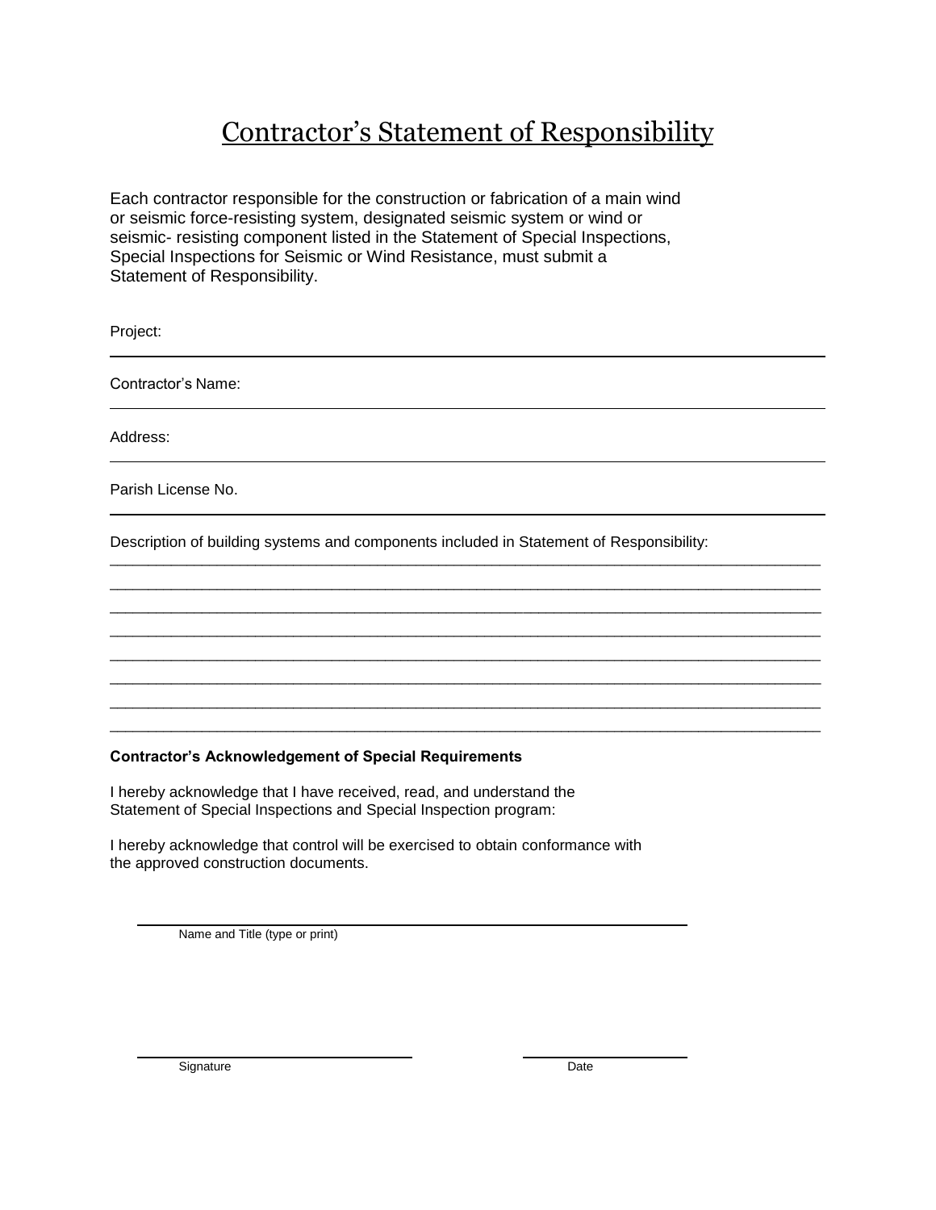# Contractor's Statement of Responsibility

Each contractor responsible for the construction or fabrication of a main wind or seismic force-resisting system, designated seismic system or wind or seismic- resisting component listed in the Statement of Special Inspections, Special Inspections for Seismic or Wind Resistance, must submit a Statement of Responsibility.

Project: \_\_\_\_\_\_\_\_\_\_\_\_\_\_\_\_\_\_\_\_\_\_\_\_\_\_\_\_\_\_\_\_\_\_\_\_\_\_\_\_

Contractor's Name: \_\_\_\_\_\_\_\_\_\_\_\_\_\_\_\_\_\_\_\_\_\_\_\_\_\_\_\_\_\_\_\_\_\_\_\_\_\_\_\_

Address: \_\_\_\_\_\_\_\_\_\_\_\_\_\_\_\_\_\_\_\_\_\_\_\_\_\_\_\_\_\_\_\_\_\_\_\_\_\_\_\_

Parish License No. \_\_\_\_\_\_\_\_\_\_\_\_\_\_\_\_\_\_\_\_\_\_\_\_\_\_\_\_\_\_\_\_\_\_\_\_\_\_\_\_

Description of building systems and components included in Statement of Responsibility:

\_\_\_\_\_\_\_\_\_\_\_\_\_\_\_\_\_\_\_\_\_\_\_\_\_\_\_\_\_\_\_\_\_\_\_\_\_\_\_\_\_\_\_\_\_\_\_\_\_\_\_\_\_\_\_\_\_\_\_\_\_\_\_\_\_\_\_\_\_\_\_\_\_\_\_\_\_\_
\_\_\_\_\_\_\_\_\_\_\_\_\_\_\_\_\_\_\_\_\_\_\_\_\_\_\_\_\_\_\_\_\_\_\_\_\_\_\_\_\_\_\_\_\_\_\_\_\_\_\_\_\_\_\_\_\_\_\_\_\_\_\_\_\_\_\_\_\_\_\_\_\_\_\_\_\_\_
\_\_\_\_\_\_\_\_\_\_\_\_\_\_\_\_\_\_\_\_\_\_\_\_\_\_\_\_\_\_\_\_\_\_\_\_\_\_\_\_\_\_\_\_\_\_\_\_\_\_\_\_\_\_\_\_\_\_\_\_\_\_\_\_\_\_\_\_\_\_\_\_\_\_\_\_\_\_
\_\_\_\_\_\_\_\_\_\_\_\_\_\_\_\_\_\_\_\_\_\_\_\_\_\_\_\_\_\_\_\_\_\_\_\_\_\_\_\_\_\_\_\_\_\_\_\_\_\_\_\_\_\_\_\_\_\_\_\_\_\_\_\_\_\_\_\_\_\_\_\_\_\_\_\_\_\_
\_\_\_\_\_\_\_\_\_\_\_\_\_\_\_\_\_\_\_\_\_\_\_\_\_\_\_\_\_\_\_\_\_\_\_\_\_\_\_\_\_\_\_\_\_\_\_\_\_\_\_\_\_\_\_\_\_\_\_\_\_\_\_\_\_\_\_\_\_\_\_\_\_\_\_\_\_\_
\_\_\_\_\_\_\_\_\_\_\_\_\_\_\_\_\_\_\_\_\_\_\_\_\_\_\_\_\_\_\_\_\_\_\_\_\_\_\_\_\_\_\_\_\_\_\_\_\_\_\_\_\_\_\_\_\_\_\_\_\_\_\_\_\_\_\_\_\_\_\_\_\_\_\_\_\_\_
\_\_\_\_\_\_\_\_\_\_\_\_\_\_\_\_\_\_\_\_\_\_\_\_\_\_\_\_\_\_\_\_\_\_\_\_\_\_\_\_\_\_\_\_\_\_\_\_\_\_\_\_\_\_\_\_\_\_\_\_\_\_\_\_\_\_\_\_\_\_\_\_\_\_\_\_\_\_
\_\_\_\_\_\_\_\_\_\_\_\_\_\_\_\_\_\_\_\_\_\_\_\_\_\_\_\_\_\_\_\_\_\_\_\_\_\_\_\_\_\_\_\_\_\_\_\_\_\_\_\_\_\_\_\_\_\_\_\_\_\_\_\_\_\_\_\_\_\_\_\_\_\_\_\_\_\_

**Contractor's Acknowledgement of Special Requirements**

I hereby acknowledge that I have received, read, and understand the Statement of Special Inspections and Special Inspection program:

I hereby acknowledge that control will be exercised to obtain conformance with the approved construction documents.

\_\_\_\_\_\_\_\_\_\_\_\_\_\_\_\_\_\_\_\_\_\_\_\_\_\_\_\_\_\_\_\_\_\_\_\_\_\_\_\_
Name and Title (type or print)

\_\_\_\_\_\_\_\_\_\_\_\_\_\_\_\_\_\_\_\_\_\_\_\_\_\_ \_\_\_\_\_\_\_\_\_\_\_\_\_\_\_\_
Signature Date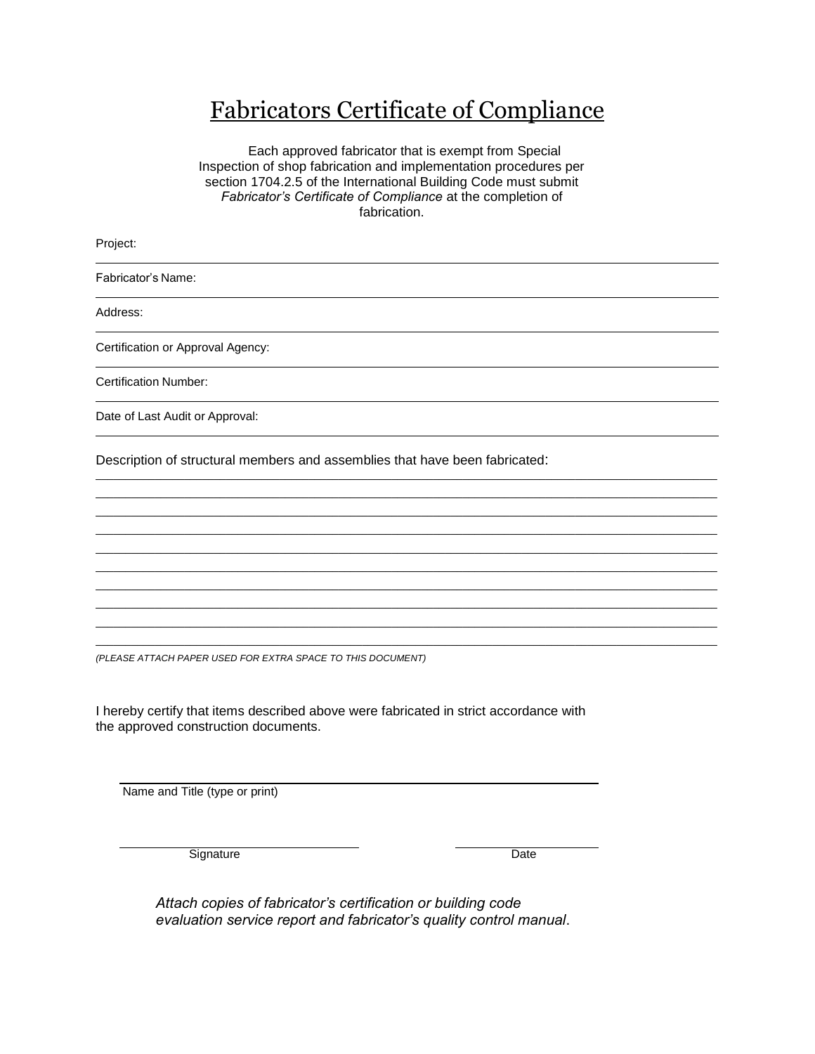# Fabricators Certificate of Compliance

Each approved fabricator that is exempt from Special Inspection of shop fabrication and implementation procedures per section 1704.2.5 of the International Building Code must submit *Fabricator's Certificate of Compliance* at the completion of fabrication.

Project: \_\_\_\_\_\_\_\_\_\_\_\_\_\_\_\_\_\_\_\_\_\_\_\_\_\_\_\_\_\_\_\_\_\_\_\_\_\_\_\_

Fabricator's Name: \_\_\_\_\_\_\_\_\_\_\_\_\_\_\_\_\_\_\_\_\_\_\_\_\_\_\_\_\_\_\_\_\_\_\_\_\_\_\_\_

Address: \_\_\_\_\_\_\_\_\_\_\_\_\_\_\_\_\_\_\_\_\_\_\_\_\_\_\_\_\_\_\_\_\_\_\_\_\_\_\_\_

Certification or Approval Agency: \_\_\_\_\_\_\_\_\_\_\_\_\_\_\_\_\_\_\_\_\_\_\_\_\_\_\_\_\_\_\_\_\_\_\_\_\_\_\_\_

Certification Number: \_\_\_\_\_\_\_\_\_\_\_\_\_\_\_\_\_\_\_\_\_\_\_\_\_\_\_\_\_\_\_\_\_\_\_\_\_\_\_\_

Date of Last Audit or Approval: \_\_\_\_\_\_\_\_\_\_\_\_\_\_\_\_\_\_\_\_\_\_\_\_\_\_\_\_\_\_\_\_\_\_\_\_\_\_\_\_

Description of structural members and assemblies that have been fabricated:

\_\_\_\_\_\_\_\_\_\_\_\_\_\_\_\_\_\_\_\_\_\_\_\_\_\_\_\_\_\_\_\_\_\_\_\_\_\_\_\_\_\_\_\_\_\_\_\_\_\_\_\_\_\_\_\_\_\_\_\_

\_\_\_\_\_\_\_\_\_\_\_\_\_\_\_\_\_\_\_\_\_\_\_\_\_\_\_\_\_\_\_\_\_\_\_\_\_\_\_\_\_\_\_\_\_\_\_\_\_\_\_\_\_\_\_\_\_\_\_\_

\_\_\_\_\_\_\_\_\_\_\_\_\_\_\_\_\_\_\_\_\_\_\_\_\_\_\_\_\_\_\_\_\_\_\_\_\_\_\_\_\_\_\_\_\_\_\_\_\_\_\_\_\_\_\_\_\_\_\_\_

\_\_\_\_\_\_\_\_\_\_\_\_\_\_\_\_\_\_\_\_\_\_\_\_\_\_\_\_\_\_\_\_\_\_\_\_\_\_\_\_\_\_\_\_\_\_\_\_\_\_\_\_\_\_\_\_\_\_\_\_

\_\_\_\_\_\_\_\_\_\_\_\_\_\_\_\_\_\_\_\_\_\_\_\_\_\_\_\_\_\_\_\_\_\_\_\_\_\_\_\_\_\_\_\_\_\_\_\_\_\_\_\_\_\_\_\_\_\_\_\_

\_\_\_\_\_\_\_\_\_\_\_\_\_\_\_\_\_\_\_\_\_\_\_\_\_\_\_\_\_\_\_\_\_\_\_\_\_\_\_\_\_\_\_\_\_\_\_\_\_\_\_\_\_\_\_\_\_\_\_\_

*(PLEASE ATTACH PAPER USED FOR EXTRA SPACE TO THIS DOCUMENT)*

I hereby certify that items described above were fabricated in strict accordance with the approved construction documents.

\_\_\_\_\_\_\_\_\_\_\_\_\_\_\_\_\_\_\_\_\_\_\_\_\_\_\_\_\_\_\_\_\_\_\_\_\_\_\_\_

Name and Title (type or print)

\_\_\_\_\_\_\_\_\_\_\_\_\_\_\_\_\_\_\_\_\_\_\_\_ \_\_\_\_\_\_\_\_\_\_\_\_\_\_\_\_

Signature Date

*Attach copies of fabricator's certification or building code evaluation service report and fabricator's quality control manual*.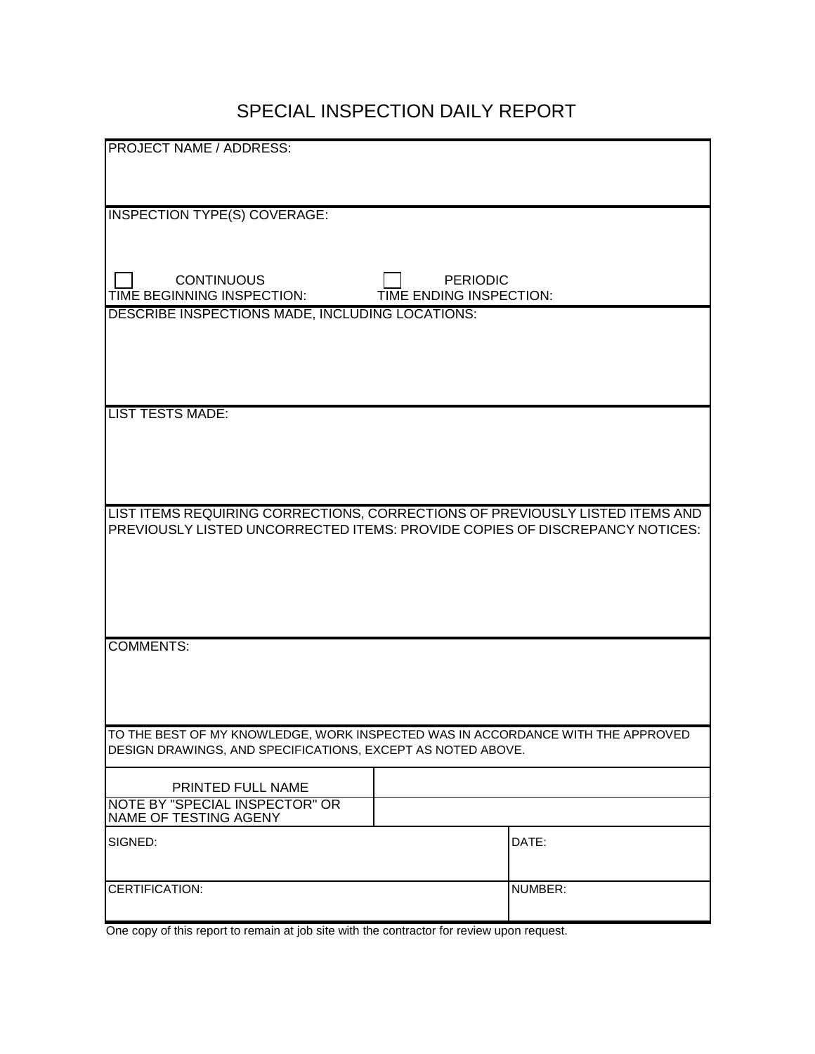# SPECIAL INSPECTION DAILY REPORT

PROJECT NAME / ADDRESS:

INSPECTION TYPE(S) COVERAGE:

☐ CONTINUOUS ☐ PERIODIC

TIME BEGINNING INSPECTION: TIME ENDING INSPECTION:

DESCRIBE INSPECTIONS MADE, INCLUDING LOCATIONS:

LIST TESTS MADE:

LIST ITEMS REQUIRING CORRECTIONS, CORRECTIONS OF PREVIOUSLY LISTED ITEMS AND PREVIOUSLY LISTED UNCORRECTED ITEMS: PROVIDE COPIES OF DISCREPANCY NOTICES:

COMMENTS:

TO THE BEST OF MY KNOWLEDGE, WORK INSPECTED WAS IN ACCORDANCE WITH THE APPROVED DESIGN DRAWINGS, AND SPECIFICATIONS, EXCEPT AS NOTED ABOVE.

| PRINTED FULL NAME | |
|---|---|
| NOTE BY "SPECIAL INSPECTOR" OR NAME OF TESTING AGENY | |

| SIGNED: | DATE: |
|---|---|
| CERTIFICATION: | NUMBER: |

One copy of this report to remain at job site with the contractor for review upon request.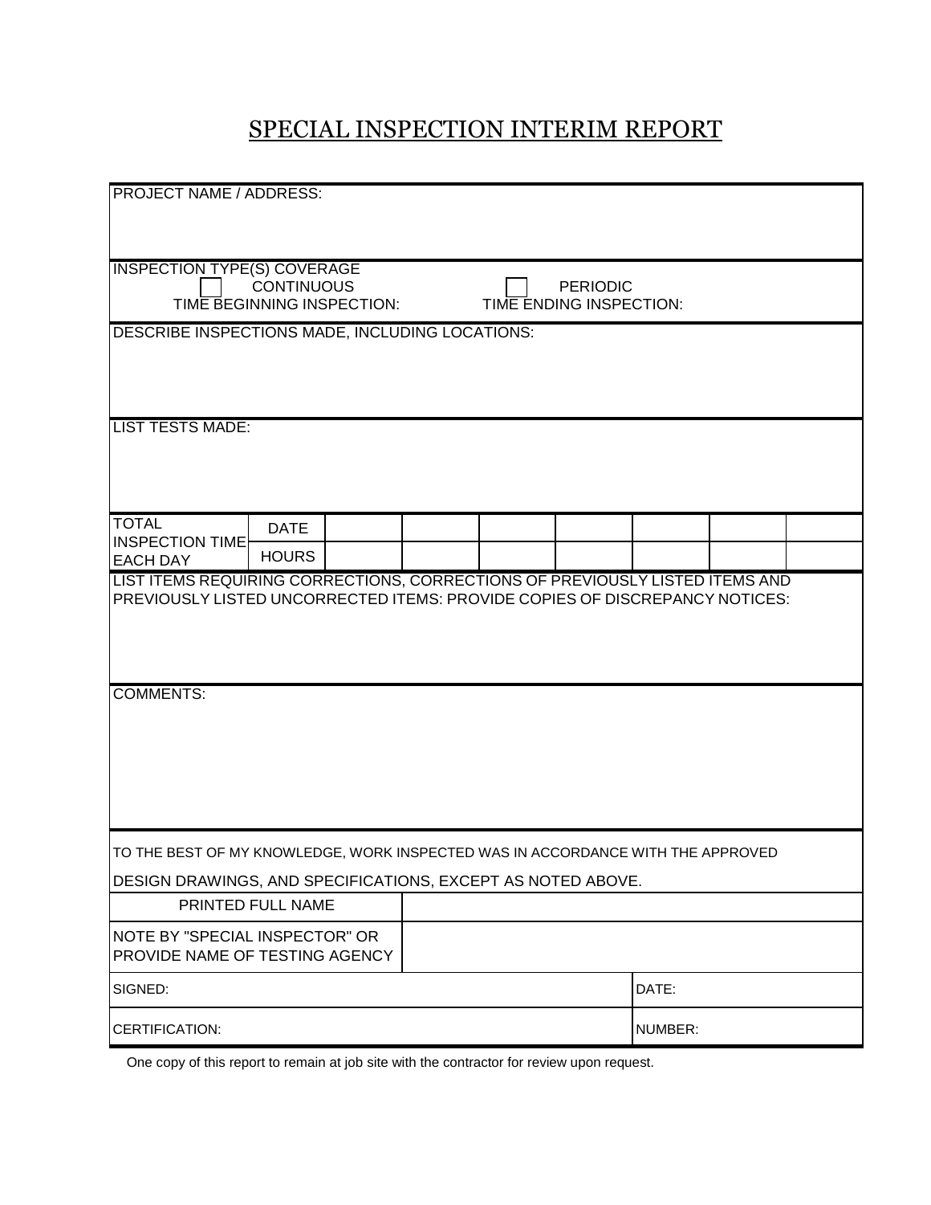# SPECIAL INSPECTION INTERIM REPORT

PROJECT NAME / ADDRESS:

INSPECTION TYPE(S) COVERAGE

☐ CONTINUOUS ☐ PERIODIC

TIME BEGINNING INSPECTION: TIME ENDING INSPECTION:

DESCRIBE INSPECTIONS MADE, INCLUDING LOCATIONS:

LIST TESTS MADE:

| TOTAL INSPECTION TIME EACH DAY | DATE | | | | | | | |
|---|---|---|---|---|---|---|---|---|
| | HOURS | | | | | | | |

LIST ITEMS REQUIRING CORRECTIONS, CORRECTIONS OF PREVIOUSLY LISTED ITEMS AND PREVIOUSLY LISTED UNCORRECTED ITEMS: PROVIDE COPIES OF DISCREPANCY NOTICES:

COMMENTS:

TO THE BEST OF MY KNOWLEDGE, WORK INSPECTED WAS IN ACCORDANCE WITH THE APPROVED DESIGN DRAWINGS, AND SPECIFICATIONS, EXCEPT AS NOTED ABOVE.

| PRINTED FULL NAME | |
|---|---|
| NOTE BY "SPECIAL INSPECTOR" OR PROVIDE NAME OF TESTING AGENCY | |

| SIGNED: | DATE: |
|---|---|
| CERTIFICATION: | NUMBER: |

One copy of this report to remain at job site with the contractor for review upon request.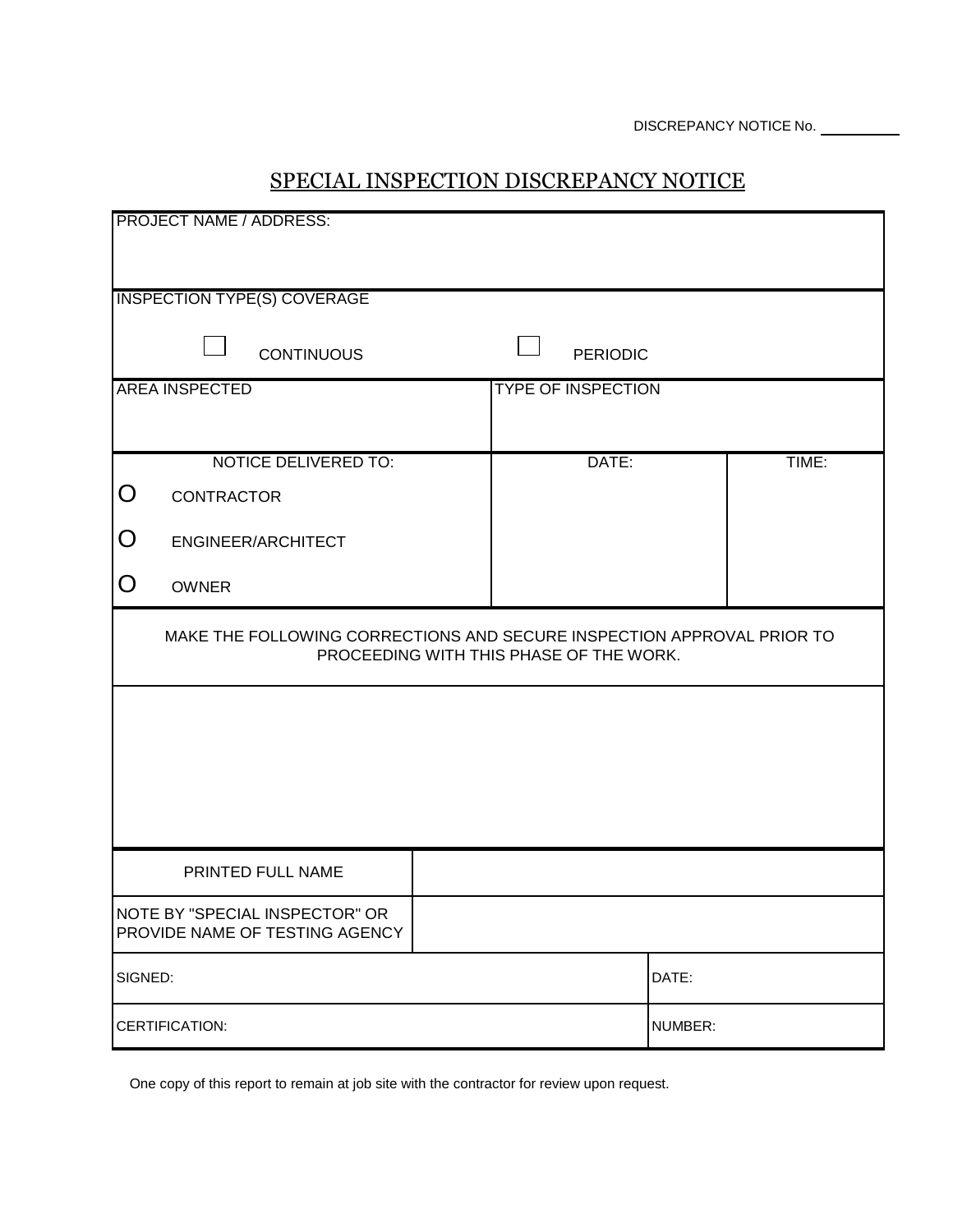DISCREPANCY NOTICE No. ________

# SPECIAL INSPECTION DISCREPANCY NOTICE

| PROJECT NAME / ADDRESS: | | | |
|---|---|---|---|
| **INSPECTION TYPE(S) COVERAGE** | | | |
| ☐ CONTINUOUS | ☐ PERIODIC | | |
| AREA INSPECTED | TYPE OF INSPECTION | | |
| NOTICE DELIVERED TO: | DATE: | TIME: | |
| O CONTRACTOR<br>O ENGINEER/ARCHITECT<br>O OWNER | | | |

MAKE THE FOLLOWING CORRECTIONS AND SECURE INSPECTION APPROVAL PRIOR TO PROCEEDING WITH THIS PHASE OF THE WORK.

| | |
|---|---|
| PRINTED FULL NAME | |
| NOTE BY "SPECIAL INSPECTOR" OR PROVIDE NAME OF TESTING AGENCY | |

| | |
|---|---|
| SIGNED: | DATE: |
| CERTIFICATION: | NUMBER: |

One copy of this report to remain at job site with the contractor for review upon request.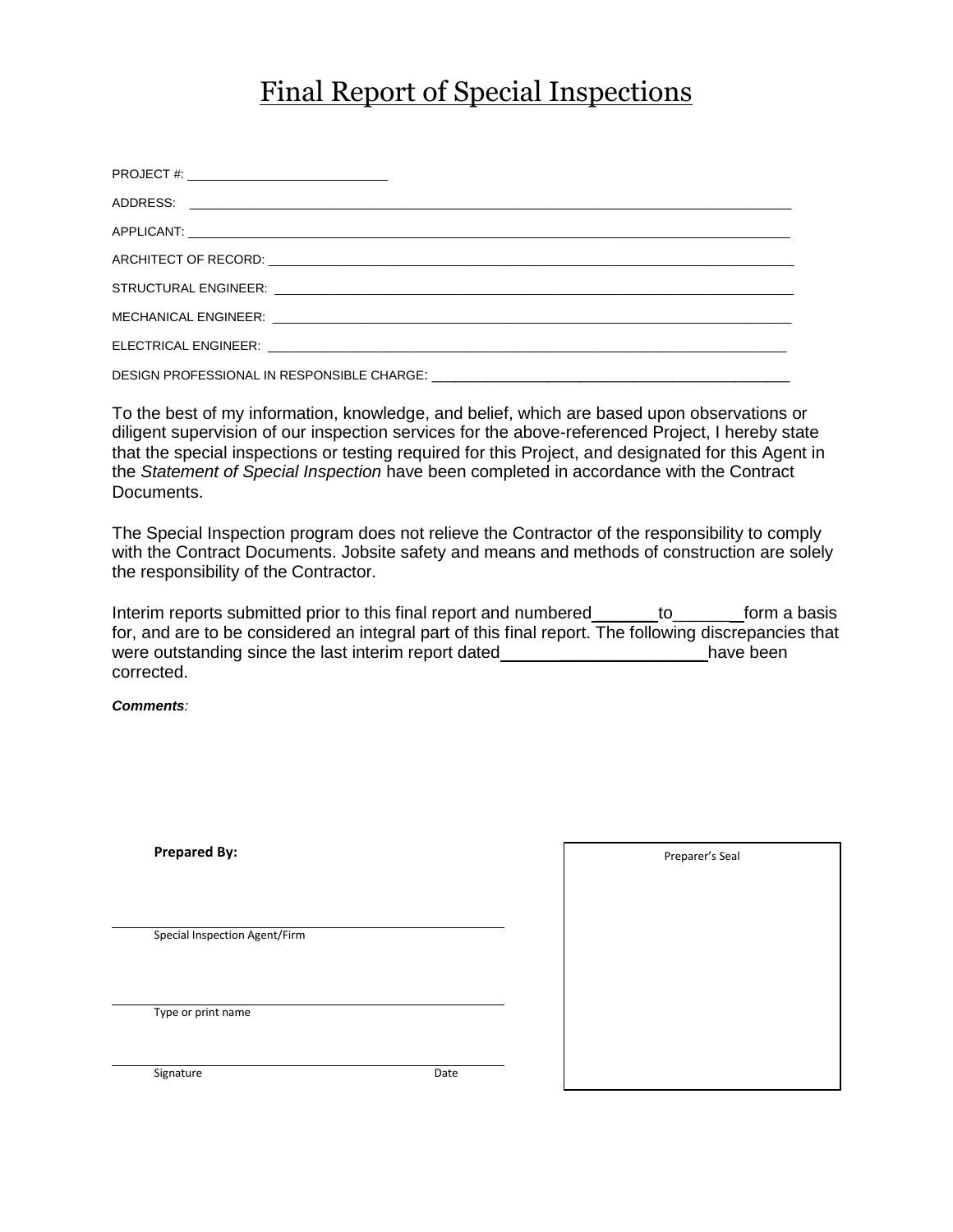# Final Report of Special Inspections

PROJECT #: ____________________________

ADDRESS: ______________________________________________________________________________

APPLICANT: ______________________________________________________________________________

ARCHITECT OF RECORD: ____________________________________________________________________

STRUCTURAL ENGINEER: ____________________________________________________________________

MECHANICAL ENGINEER: ____________________________________________________________________

ELECTRICAL ENGINEER: ____________________________________________________________________

DESIGN PROFESSIONAL IN RESPONSIBLE CHARGE: ___________________________________________________

To the best of my information, knowledge, and belief, which are based upon observations or diligent supervision of our inspection services for the above-referenced Project, I hereby state that the special inspections or testing required for this Project, and designated for this Agent in the *Statement of Special Inspection* have been completed in accordance with the Contract Documents.

The Special Inspection program does not relieve the Contractor of the responsibility to comply with the Contract Documents. Jobsite safety and means and methods of construction are solely the responsibility of the Contractor.

Interim reports submitted prior to this final report and numbered_______to_______form a basis for, and are to be considered an integral part of this final report. The following discrepancies that were outstanding since the last interim report dated_______________________have been corrected.

***Comments:***

**Prepared By:**

______________________________________________
Special Inspection Agent/Firm

______________________________________________
Type or print name

______________________________________________
Signature Date

Preparer's Seal